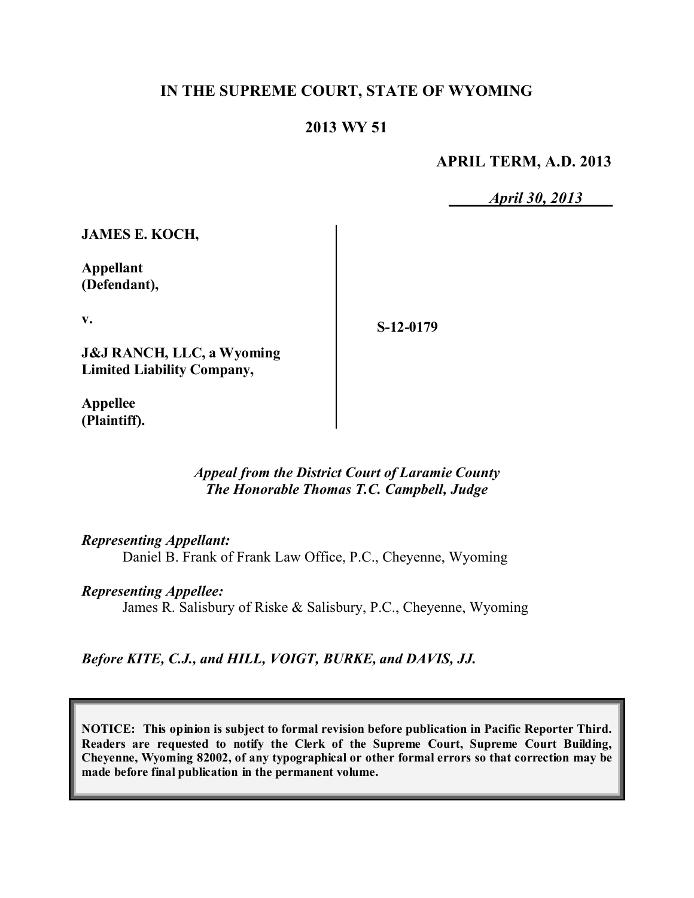**IN THE SUPREME COURT, STATE OF WYOMING**

**2013 WY 51**

**APRIL TERM, A.D. 2013**

*April 30, 2013*

| | |
|---|---|
| **JAMES E. KOCH,**<br><br>**Appellant (Defendant),**<br><br>**v.**<br><br>**J&J RANCH, LLC, a Wyoming Limited Liability Company,**<br><br>**Appellee (Plaintiff).** | **S-12-0179** |

*Appeal from the District Court of Laramie County*
*The Honorable Thomas T.C. Campbell, Judge*

*Representing Appellant:*
Daniel B. Frank of Frank Law Office, P.C., Cheyenne, Wyoming

*Representing Appellee:*
James R. Salisbury of Riske & Salisbury, P.C., Cheyenne, Wyoming

*Before KITE, C.J., and HILL, VOIGT, BURKE, and DAVIS, JJ.*

**NOTICE: This opinion is subject to formal revision before publication in Pacific Reporter Third. Readers are requested to notify the Clerk of the Supreme Court, Supreme Court Building, Cheyenne, Wyoming 82002, of any typographical or other formal errors so that correction may be made before final publication in the permanent volume.**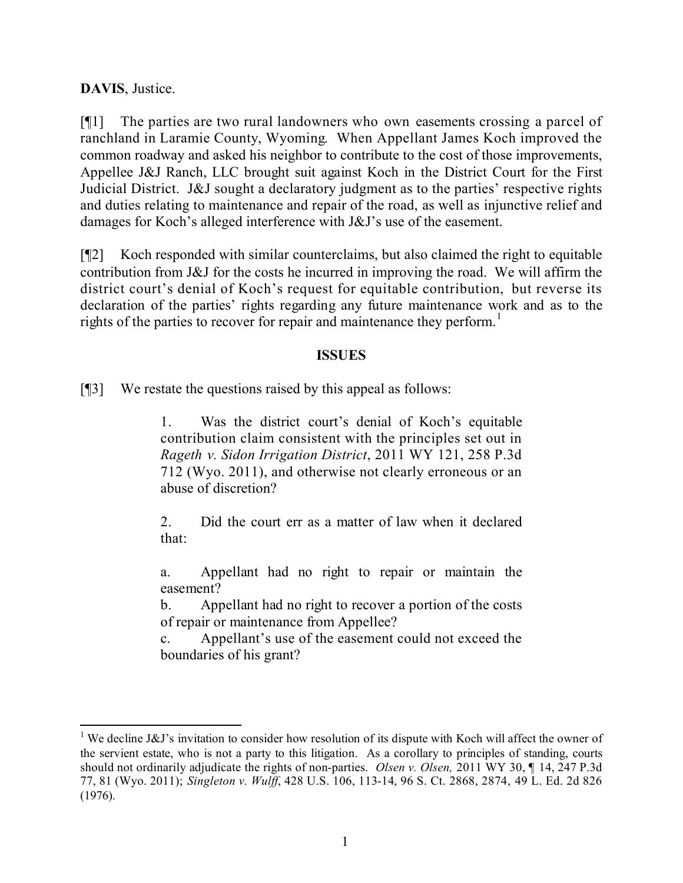**DAVIS**, Justice.

[¶1] The parties are two rural landowners who own easements crossing a parcel of ranchland in Laramie County, Wyoming. When Appellant James Koch improved the common roadway and asked his neighbor to contribute to the cost of those improvements, Appellee J&J Ranch, LLC brought suit against Koch in the District Court for the First Judicial District. J&J sought a declaratory judgment as to the parties' respective rights and duties relating to maintenance and repair of the road, as well as injunctive relief and damages for Koch's alleged interference with J&J's use of the easement.

[¶2] Koch responded with similar counterclaims, but also claimed the right to equitable contribution from J&J for the costs he incurred in improving the road. We will affirm the district court's denial of Koch's request for equitable contribution, but reverse its declaration of the parties' rights regarding any future maintenance work and as to the rights of the parties to recover for repair and maintenance they perform.[1]

## ISSUES

[¶3] We restate the questions raised by this appeal as follows:

> 1. Was the district court's denial of Koch's equitable contribution claim consistent with the principles set out in *Rageth v. Sidon Irrigation District*, 2011 WY 121, 258 P.3d 712 (Wyo. 2011), and otherwise not clearly erroneous or an abuse of discretion?
>
> 2. Did the court err as a matter of law when it declared that:
>
> a. Appellant had no right to repair or maintain the easement?
>
> b. Appellant had no right to recover a portion of the costs of repair or maintenance from Appellee?
>
> c. Appellant's use of the easement could not exceed the boundaries of his grant?

---

[1] We decline J&J's invitation to consider how resolution of its dispute with Koch will affect the owner of the servient estate, who is not a party to this litigation. As a corollary to principles of standing, courts should not ordinarily adjudicate the rights of non-parties. *Olsen v. Olsen,* 2011 WY 30, ¶ 14, 247 P.3d 77, 81 (Wyo. 2011); *Singleton v. Wulff*, 428 U.S. 106, 113-14, 96 S. Ct. 2868, 2874, 49 L. Ed. 2d 826 (1976).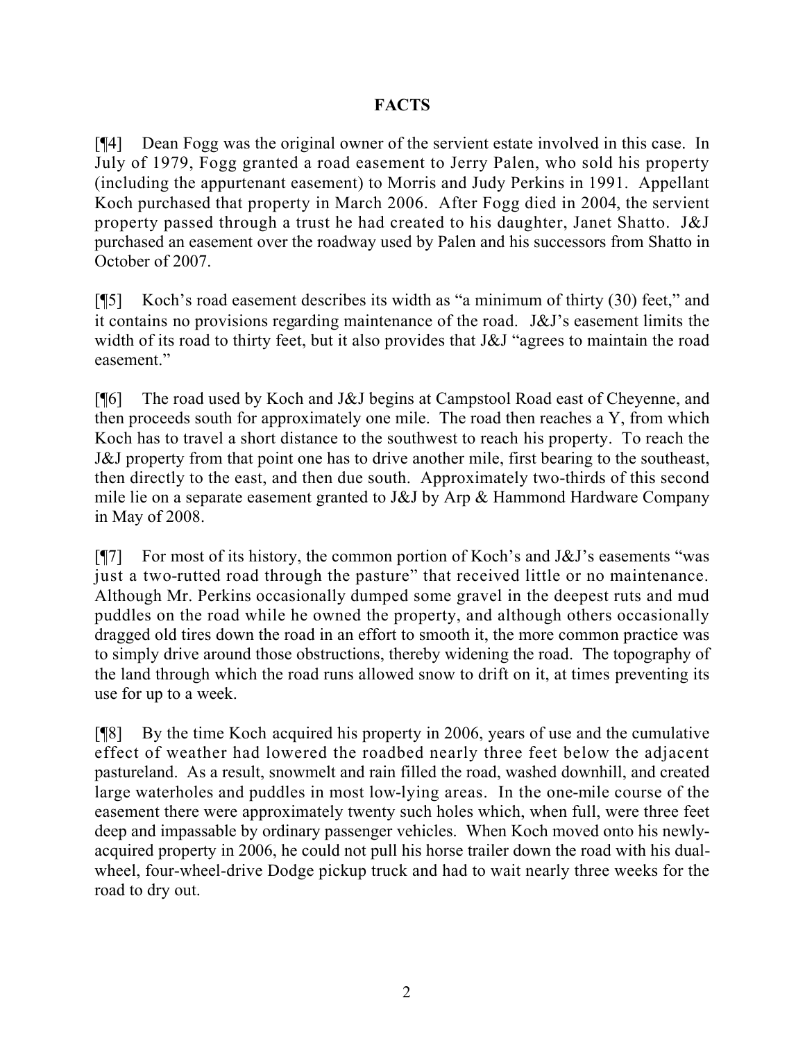## FACTS

[¶4] Dean Fogg was the original owner of the servient estate involved in this case. In July of 1979, Fogg granted a road easement to Jerry Palen, who sold his property (including the appurtenant easement) to Morris and Judy Perkins in 1991. Appellant Koch purchased that property in March 2006. After Fogg died in 2004, the servient property passed through a trust he had created to his daughter, Janet Shatto. J&J purchased an easement over the roadway used by Palen and his successors from Shatto in October of 2007.

[¶5] Koch's road easement describes its width as "a minimum of thirty (30) feet," and it contains no provisions regarding maintenance of the road. J&J's easement limits the width of its road to thirty feet, but it also provides that J&J "agrees to maintain the road easement."

[¶6] The road used by Koch and J&J begins at Campstool Road east of Cheyenne, and then proceeds south for approximately one mile. The road then reaches a Y, from which Koch has to travel a short distance to the southwest to reach his property. To reach the J&J property from that point one has to drive another mile, first bearing to the southeast, then directly to the east, and then due south. Approximately two-thirds of this second mile lie on a separate easement granted to J&J by Arp & Hammond Hardware Company in May of 2008.

[¶7] For most of its history, the common portion of Koch's and J&J's easements "was just a two-rutted road through the pasture" that received little or no maintenance. Although Mr. Perkins occasionally dumped some gravel in the deepest ruts and mud puddles on the road while he owned the property, and although others occasionally dragged old tires down the road in an effort to smooth it, the more common practice was to simply drive around those obstructions, thereby widening the road. The topography of the land through which the road runs allowed snow to drift on it, at times preventing its use for up to a week.

[¶8] By the time Koch acquired his property in 2006, years of use and the cumulative effect of weather had lowered the roadbed nearly three feet below the adjacent pastureland. As a result, snowmelt and rain filled the road, washed downhill, and created large waterholes and puddles in most low-lying areas. In the one-mile course of the easement there were approximately twenty such holes which, when full, were three feet deep and impassable by ordinary passenger vehicles. When Koch moved onto his newly-acquired property in 2006, he could not pull his horse trailer down the road with his dual-wheel, four-wheel-drive Dodge pickup truck and had to wait nearly three weeks for the road to dry out.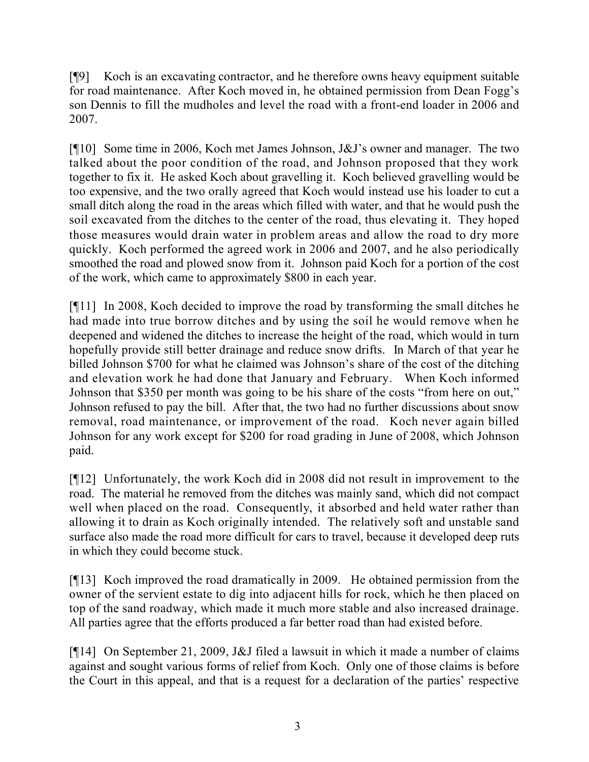[¶9] Koch is an excavating contractor, and he therefore owns heavy equipment suitable for road maintenance. After Koch moved in, he obtained permission from Dean Fogg's son Dennis to fill the mudholes and level the road with a front-end loader in 2006 and 2007.

[¶10] Some time in 2006, Koch met James Johnson, J&J's owner and manager. The two talked about the poor condition of the road, and Johnson proposed that they work together to fix it. He asked Koch about gravelling it. Koch believed gravelling would be too expensive, and the two orally agreed that Koch would instead use his loader to cut a small ditch along the road in the areas which filled with water, and that he would push the soil excavated from the ditches to the center of the road, thus elevating it. They hoped those measures would drain water in problem areas and allow the road to dry more quickly. Koch performed the agreed work in 2006 and 2007, and he also periodically smoothed the road and plowed snow from it. Johnson paid Koch for a portion of the cost of the work, which came to approximately $800 in each year.

[¶11] In 2008, Koch decided to improve the road by transforming the small ditches he had made into true borrow ditches and by using the soil he would remove when he deepened and widened the ditches to increase the height of the road, which would in turn hopefully provide still better drainage and reduce snow drifts. In March of that year he billed Johnson $700 for what he claimed was Johnson's share of the cost of the ditching and elevation work he had done that January and February. When Koch informed Johnson that $350 per month was going to be his share of the costs "from here on out," Johnson refused to pay the bill. After that, the two had no further discussions about snow removal, road maintenance, or improvement of the road. Koch never again billed Johnson for any work except for $200 for road grading in June of 2008, which Johnson paid.

[¶12] Unfortunately, the work Koch did in 2008 did not result in improvement to the road. The material he removed from the ditches was mainly sand, which did not compact well when placed on the road. Consequently, it absorbed and held water rather than allowing it to drain as Koch originally intended. The relatively soft and unstable sand surface also made the road more difficult for cars to travel, because it developed deep ruts in which they could become stuck.

[¶13] Koch improved the road dramatically in 2009. He obtained permission from the owner of the servient estate to dig into adjacent hills for rock, which he then placed on top of the sand roadway, which made it much more stable and also increased drainage. All parties agree that the efforts produced a far better road than had existed before.

[¶14] On September 21, 2009, J&J filed a lawsuit in which it made a number of claims against and sought various forms of relief from Koch. Only one of those claims is before the Court in this appeal, and that is a request for a declaration of the parties' respective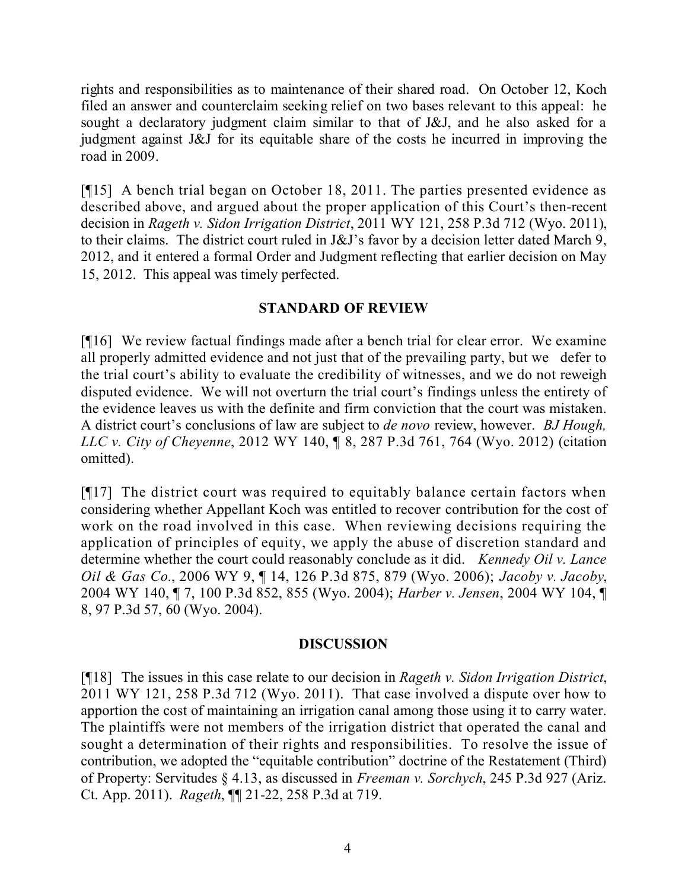rights and responsibilities as to maintenance of their shared road. On October 12, Koch filed an answer and counterclaim seeking relief on two bases relevant to this appeal: he sought a declaratory judgment claim similar to that of J&J, and he also asked for a judgment against J&J for its equitable share of the costs he incurred in improving the road in 2009.

[¶15] A bench trial began on October 18, 2011. The parties presented evidence as described above, and argued about the proper application of this Court's then-recent decision in *Rageth v. Sidon Irrigation District*, 2011 WY 121, 258 P.3d 712 (Wyo. 2011), to their claims. The district court ruled in J&J's favor by a decision letter dated March 9, 2012, and it entered a formal Order and Judgment reflecting that earlier decision on May 15, 2012. This appeal was timely perfected.

## STANDARD OF REVIEW

[¶16] We review factual findings made after a bench trial for clear error. We examine all properly admitted evidence and not just that of the prevailing party, but we defer to the trial court's ability to evaluate the credibility of witnesses, and we do not reweigh disputed evidence. We will not overturn the trial court's findings unless the entirety of the evidence leaves us with the definite and firm conviction that the court was mistaken. A district court's conclusions of law are subject to *de novo* review, however. *BJ Hough, LLC v. City of Cheyenne*, 2012 WY 140, ¶ 8, 287 P.3d 761, 764 (Wyo. 2012) (citation omitted).

[¶17] The district court was required to equitably balance certain factors when considering whether Appellant Koch was entitled to recover contribution for the cost of work on the road involved in this case. When reviewing decisions requiring the application of principles of equity, we apply the abuse of discretion standard and determine whether the court could reasonably conclude as it did. *Kennedy Oil v. Lance Oil & Gas Co.*, 2006 WY 9, ¶ 14, 126 P.3d 875, 879 (Wyo. 2006); *Jacoby v. Jacoby*, 2004 WY 140, ¶ 7, 100 P.3d 852, 855 (Wyo. 2004); *Harber v. Jensen*, 2004 WY 104, ¶ 8, 97 P.3d 57, 60 (Wyo. 2004).

## DISCUSSION

[¶18] The issues in this case relate to our decision in *Rageth v. Sidon Irrigation District*, 2011 WY 121, 258 P.3d 712 (Wyo. 2011). That case involved a dispute over how to apportion the cost of maintaining an irrigation canal among those using it to carry water. The plaintiffs were not members of the irrigation district that operated the canal and sought a determination of their rights and responsibilities. To resolve the issue of contribution, we adopted the "equitable contribution" doctrine of the Restatement (Third) of Property: Servitudes § 4.13, as discussed in *Freeman v. Sorchych*, 245 P.3d 927 (Ariz. Ct. App. 2011). *Rageth*, ¶¶ 21-22, 258 P.3d at 719.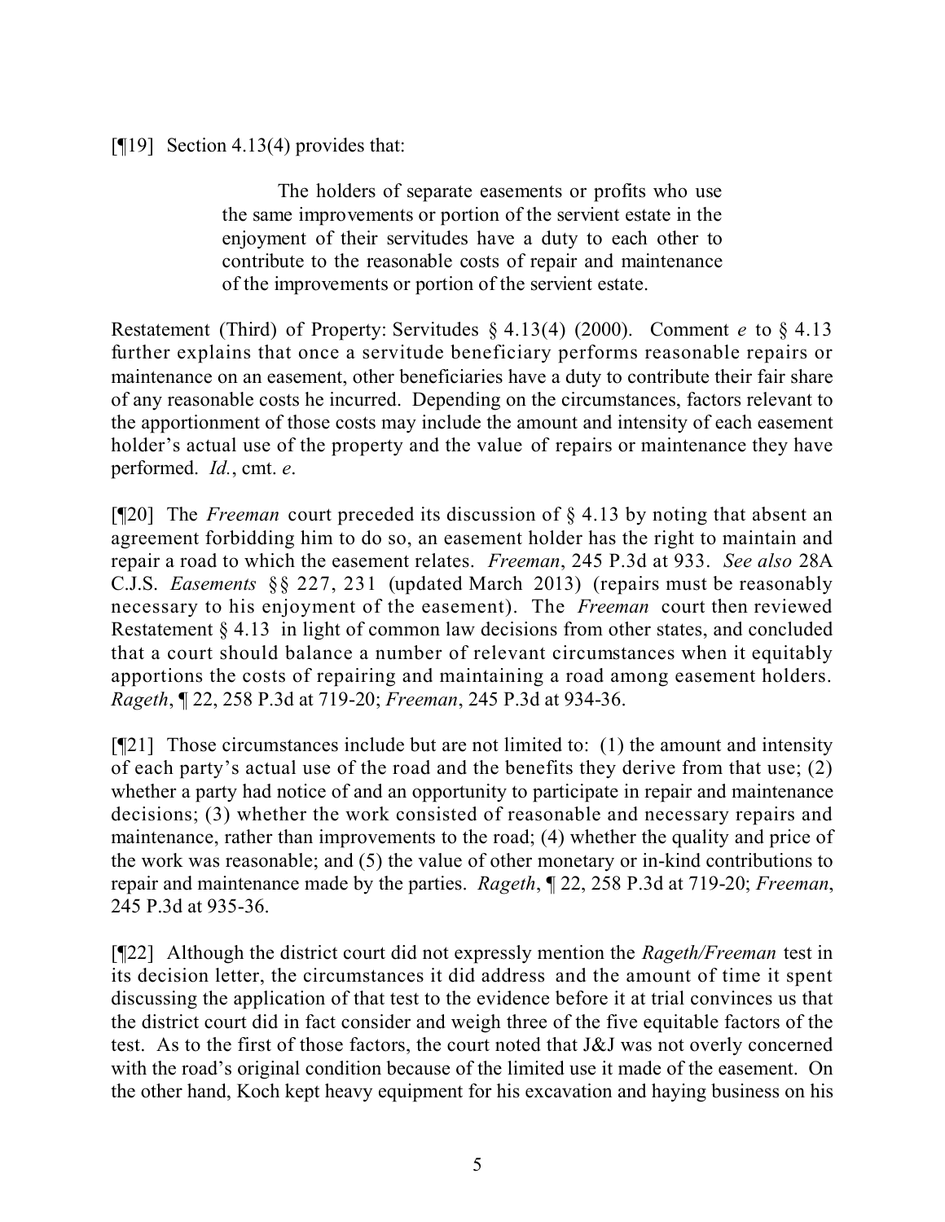[¶19] Section 4.13(4) provides that:

> The holders of separate easements or profits who use the same improvements or portion of the servient estate in the enjoyment of their servitudes have a duty to each other to contribute to the reasonable costs of repair and maintenance of the improvements or portion of the servient estate.

Restatement (Third) of Property: Servitudes § 4.13(4) (2000). Comment *e* to § 4.13 further explains that once a servitude beneficiary performs reasonable repairs or maintenance on an easement, other beneficiaries have a duty to contribute their fair share of any reasonable costs he incurred. Depending on the circumstances, factors relevant to the apportionment of those costs may include the amount and intensity of each easement holder's actual use of the property and the value of repairs or maintenance they have performed. *Id.*, cmt. *e*.

[¶20] The *Freeman* court preceded its discussion of § 4.13 by noting that absent an agreement forbidding him to do so, an easement holder has the right to maintain and repair a road to which the easement relates. *Freeman*, 245 P.3d at 933. *See also* 28A C.J.S. *Easements* §§ 227, 231 (updated March 2013) (repairs must be reasonably necessary to his enjoyment of the easement). The *Freeman* court then reviewed Restatement § 4.13 in light of common law decisions from other states, and concluded that a court should balance a number of relevant circumstances when it equitably apportions the costs of repairing and maintaining a road among easement holders. *Rageth*, ¶ 22, 258 P.3d at 719-20; *Freeman*, 245 P.3d at 934-36.

[¶21] Those circumstances include but are not limited to: (1) the amount and intensity of each party's actual use of the road and the benefits they derive from that use; (2) whether a party had notice of and an opportunity to participate in repair and maintenance decisions; (3) whether the work consisted of reasonable and necessary repairs and maintenance, rather than improvements to the road; (4) whether the quality and price of the work was reasonable; and (5) the value of other monetary or in-kind contributions to repair and maintenance made by the parties. *Rageth*, ¶ 22, 258 P.3d at 719-20; *Freeman*, 245 P.3d at 935-36.

[¶22] Although the district court did not expressly mention the *Rageth/Freeman* test in its decision letter, the circumstances it did address and the amount of time it spent discussing the application of that test to the evidence before it at trial convinces us that the district court did in fact consider and weigh three of the five equitable factors of the test. As to the first of those factors, the court noted that J&J was not overly concerned with the road's original condition because of the limited use it made of the easement. On the other hand, Koch kept heavy equipment for his excavation and haying business on his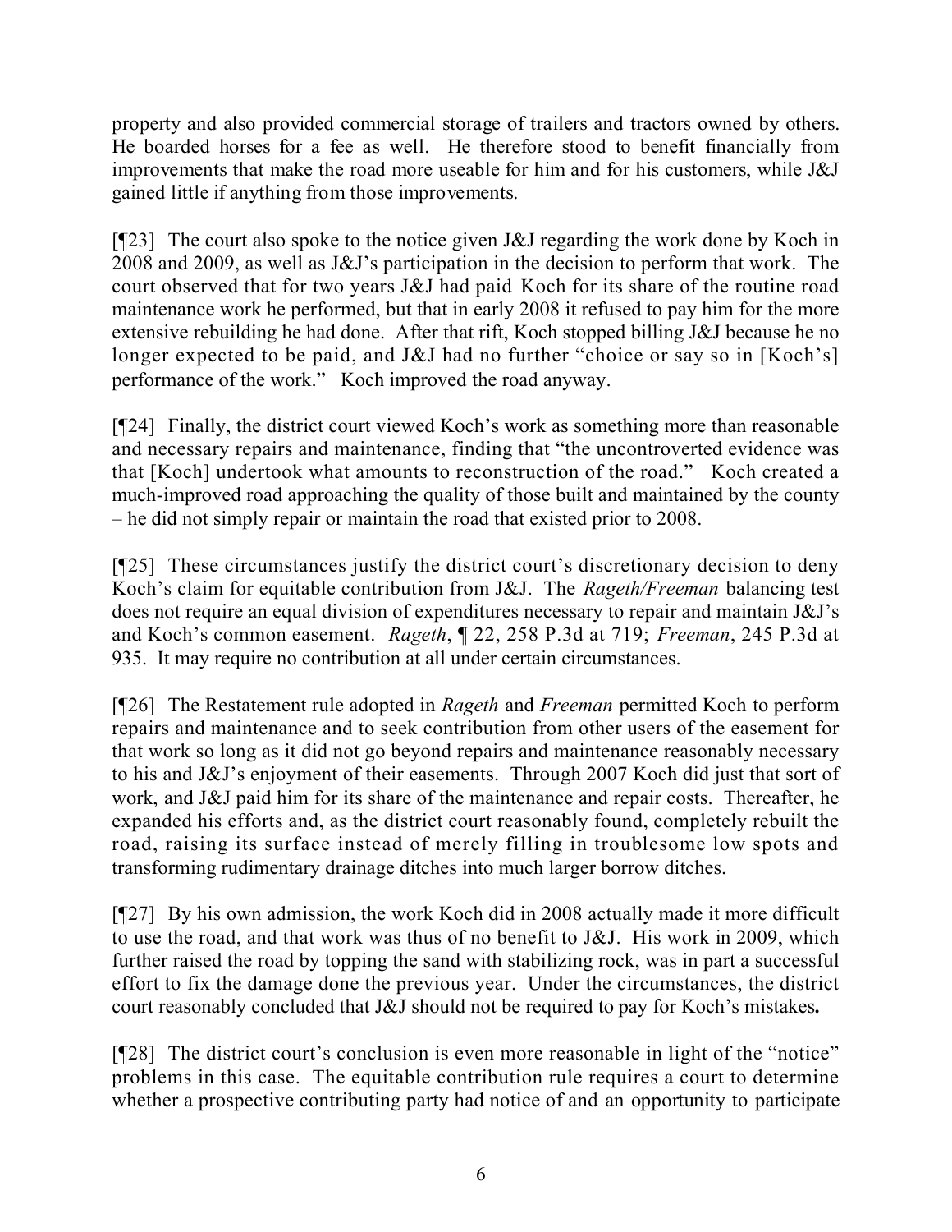property and also provided commercial storage of trailers and tractors owned by others. He boarded horses for a fee as well. He therefore stood to benefit financially from improvements that make the road more useable for him and for his customers, while J&J gained little if anything from those improvements.

[¶23] The court also spoke to the notice given J&J regarding the work done by Koch in 2008 and 2009, as well as J&J's participation in the decision to perform that work. The court observed that for two years J&J had paid Koch for its share of the routine road maintenance work he performed, but that in early 2008 it refused to pay him for the more extensive rebuilding he had done. After that rift, Koch stopped billing J&J because he no longer expected to be paid, and J&J had no further "choice or say so in [Koch's] performance of the work." Koch improved the road anyway.

[¶24] Finally, the district court viewed Koch's work as something more than reasonable and necessary repairs and maintenance, finding that "the uncontroverted evidence was that [Koch] undertook what amounts to reconstruction of the road." Koch created a much-improved road approaching the quality of those built and maintained by the county – he did not simply repair or maintain the road that existed prior to 2008.

[¶25] These circumstances justify the district court's discretionary decision to deny Koch's claim for equitable contribution from J&J. The *Rageth/Freeman* balancing test does not require an equal division of expenditures necessary to repair and maintain J&J's and Koch's common easement. *Rageth*, ¶ 22, 258 P.3d at 719; *Freeman*, 245 P.3d at 935. It may require no contribution at all under certain circumstances.

[¶26] The Restatement rule adopted in *Rageth* and *Freeman* permitted Koch to perform repairs and maintenance and to seek contribution from other users of the easement for that work so long as it did not go beyond repairs and maintenance reasonably necessary to his and J&J's enjoyment of their easements. Through 2007 Koch did just that sort of work, and J&J paid him for its share of the maintenance and repair costs. Thereafter, he expanded his efforts and, as the district court reasonably found, completely rebuilt the road, raising its surface instead of merely filling in troublesome low spots and transforming rudimentary drainage ditches into much larger borrow ditches.

[¶27] By his own admission, the work Koch did in 2008 actually made it more difficult to use the road, and that work was thus of no benefit to J&J. His work in 2009, which further raised the road by topping the sand with stabilizing rock, was in part a successful effort to fix the damage done the previous year. Under the circumstances, the district court reasonably concluded that J&J should not be required to pay for Koch's mistakes**.**

[¶28] The district court's conclusion is even more reasonable in light of the "notice" problems in this case. The equitable contribution rule requires a court to determine whether a prospective contributing party had notice of and an opportunity to participate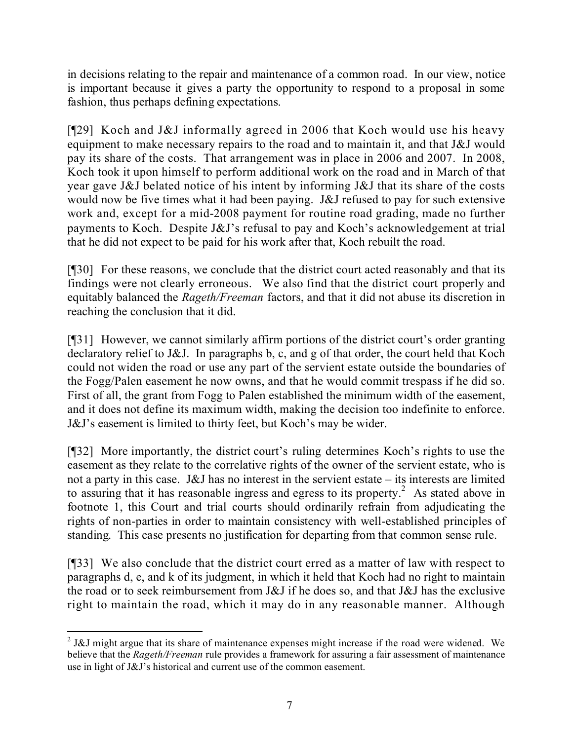in decisions relating to the repair and maintenance of a common road. In our view, notice is important because it gives a party the opportunity to respond to a proposal in some fashion, thus perhaps defining expectations.

[¶29] Koch and J&J informally agreed in 2006 that Koch would use his heavy equipment to make necessary repairs to the road and to maintain it, and that J&J would pay its share of the costs. That arrangement was in place in 2006 and 2007. In 2008, Koch took it upon himself to perform additional work on the road and in March of that year gave J&J belated notice of his intent by informing J&J that its share of the costs would now be five times what it had been paying. J&J refused to pay for such extensive work and, except for a mid-2008 payment for routine road grading, made no further payments to Koch. Despite J&J's refusal to pay and Koch's acknowledgement at trial that he did not expect to be paid for his work after that, Koch rebuilt the road.

[¶30] For these reasons, we conclude that the district court acted reasonably and that its findings were not clearly erroneous. We also find that the district court properly and equitably balanced the *Rageth/Freeman* factors, and that it did not abuse its discretion in reaching the conclusion that it did.

[¶31] However, we cannot similarly affirm portions of the district court's order granting declaratory relief to J&J. In paragraphs b, c, and g of that order, the court held that Koch could not widen the road or use any part of the servient estate outside the boundaries of the Fogg/Palen easement he now owns, and that he would commit trespass if he did so. First of all, the grant from Fogg to Palen established the minimum width of the easement, and it does not define its maximum width, making the decision too indefinite to enforce. J&J's easement is limited to thirty feet, but Koch's may be wider.

[¶32] More importantly, the district court's ruling determines Koch's rights to use the easement as they relate to the correlative rights of the owner of the servient estate, who is not a party in this case. J&J has no interest in the servient estate – its interests are limited to assuring that it has reasonable ingress and egress to its property.[2] As stated above in footnote 1, this Court and trial courts should ordinarily refrain from adjudicating the rights of non-parties in order to maintain consistency with well-established principles of standing. This case presents no justification for departing from that common sense rule.

[¶33] We also conclude that the district court erred as a matter of law with respect to paragraphs d, e, and k of its judgment, in which it held that Koch had no right to maintain the road or to seek reimbursement from J&J if he does so, and that J&J has the exclusive right to maintain the road, which it may do in any reasonable manner. Although

[2] J&J might argue that its share of maintenance expenses might increase if the road were widened. We believe that the *Rageth/Freeman* rule provides a framework for assuring a fair assessment of maintenance use in light of J&J's historical and current use of the common easement.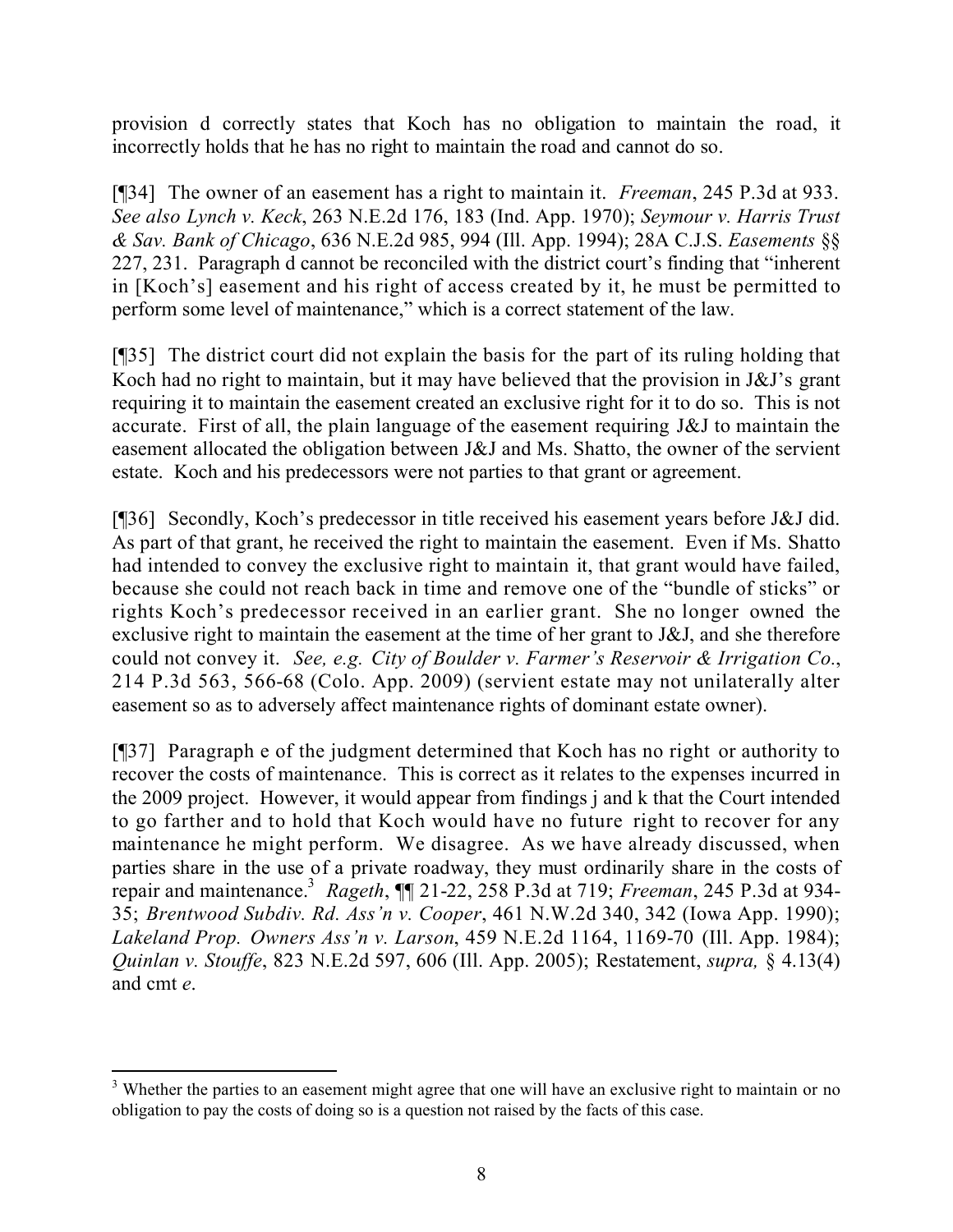provision d correctly states that Koch has no obligation to maintain the road, it incorrectly holds that he has no right to maintain the road and cannot do so.

[¶34] The owner of an easement has a right to maintain it. *Freeman*, 245 P.3d at 933. *See also Lynch v. Keck*, 263 N.E.2d 176, 183 (Ind. App. 1970); *Seymour v. Harris Trust & Sav. Bank of Chicago*, 636 N.E.2d 985, 994 (Ill. App. 1994); 28A C.J.S. *Easements* §§ 227, 231. Paragraph d cannot be reconciled with the district court's finding that "inherent in [Koch's] easement and his right of access created by it, he must be permitted to perform some level of maintenance," which is a correct statement of the law.

[¶35] The district court did not explain the basis for the part of its ruling holding that Koch had no right to maintain, but it may have believed that the provision in J&J's grant requiring it to maintain the easement created an exclusive right for it to do so. This is not accurate. First of all, the plain language of the easement requiring J&J to maintain the easement allocated the obligation between J&J and Ms. Shatto, the owner of the servient estate. Koch and his predecessors were not parties to that grant or agreement.

[¶36] Secondly, Koch's predecessor in title received his easement years before J&J did. As part of that grant, he received the right to maintain the easement. Even if Ms. Shatto had intended to convey the exclusive right to maintain it, that grant would have failed, because she could not reach back in time and remove one of the "bundle of sticks" or rights Koch's predecessor received in an earlier grant. She no longer owned the exclusive right to maintain the easement at the time of her grant to J&J, and she therefore could not convey it. *See, e.g. City of Boulder v. Farmer's Reservoir & Irrigation Co.*, 214 P.3d 563, 566-68 (Colo. App. 2009) (servient estate may not unilaterally alter easement so as to adversely affect maintenance rights of dominant estate owner).

[¶37] Paragraph e of the judgment determined that Koch has no right or authority to recover the costs of maintenance. This is correct as it relates to the expenses incurred in the 2009 project. However, it would appear from findings j and k that the Court intended to go farther and to hold that Koch would have no future right to recover for any maintenance he might perform. We disagree. As we have already discussed, when parties share in the use of a private roadway, they must ordinarily share in the costs of repair and maintenance.[3] *Rageth*, ¶¶ 21-22, 258 P.3d at 719; *Freeman*, 245 P.3d at 934-35; *Brentwood Subdiv. Rd. Ass'n v. Cooper*, 461 N.W.2d 340, 342 (Iowa App. 1990); *Lakeland Prop. Owners Ass'n v. Larson*, 459 N.E.2d 1164, 1169-70 (Ill. App. 1984); *Quinlan v. Stouffe*, 823 N.E.2d 597, 606 (Ill. App. 2005); Restatement, *supra,* § 4.13(4) and cmt *e*.

---

[3] Whether the parties to an easement might agree that one will have an exclusive right to maintain or no obligation to pay the costs of doing so is a question not raised by the facts of this case.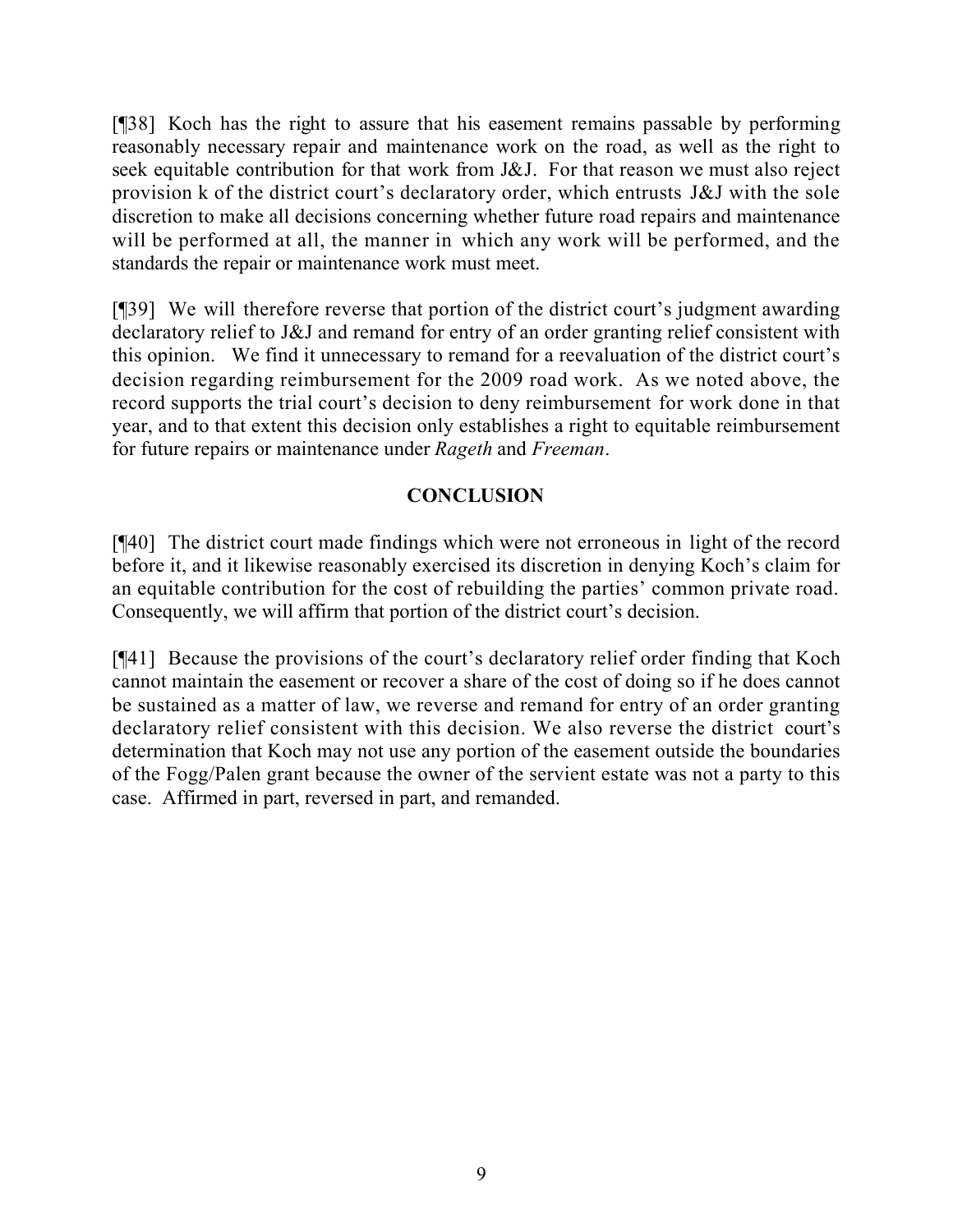[¶38] Koch has the right to assure that his easement remains passable by performing reasonably necessary repair and maintenance work on the road, as well as the right to seek equitable contribution for that work from J&J. For that reason we must also reject provision k of the district court's declaratory order, which entrusts J&J with the sole discretion to make all decisions concerning whether future road repairs and maintenance will be performed at all, the manner in which any work will be performed, and the standards the repair or maintenance work must meet.

[¶39] We will therefore reverse that portion of the district court's judgment awarding declaratory relief to J&J and remand for entry of an order granting relief consistent with this opinion. We find it unnecessary to remand for a reevaluation of the district court's decision regarding reimbursement for the 2009 road work. As we noted above, the record supports the trial court's decision to deny reimbursement for work done in that year, and to that extent this decision only establishes a right to equitable reimbursement for future repairs or maintenance under *Rageth* and *Freeman*.

## CONCLUSION

[¶40] The district court made findings which were not erroneous in light of the record before it, and it likewise reasonably exercised its discretion in denying Koch's claim for an equitable contribution for the cost of rebuilding the parties' common private road. Consequently, we will affirm that portion of the district court's decision.

[¶41] Because the provisions of the court's declaratory relief order finding that Koch cannot maintain the easement or recover a share of the cost of doing so if he does cannot be sustained as a matter of law, we reverse and remand for entry of an order granting declaratory relief consistent with this decision. We also reverse the district court's determination that Koch may not use any portion of the easement outside the boundaries of the Fogg/Palen grant because the owner of the servient estate was not a party to this case. Affirmed in part, reversed in part, and remanded.